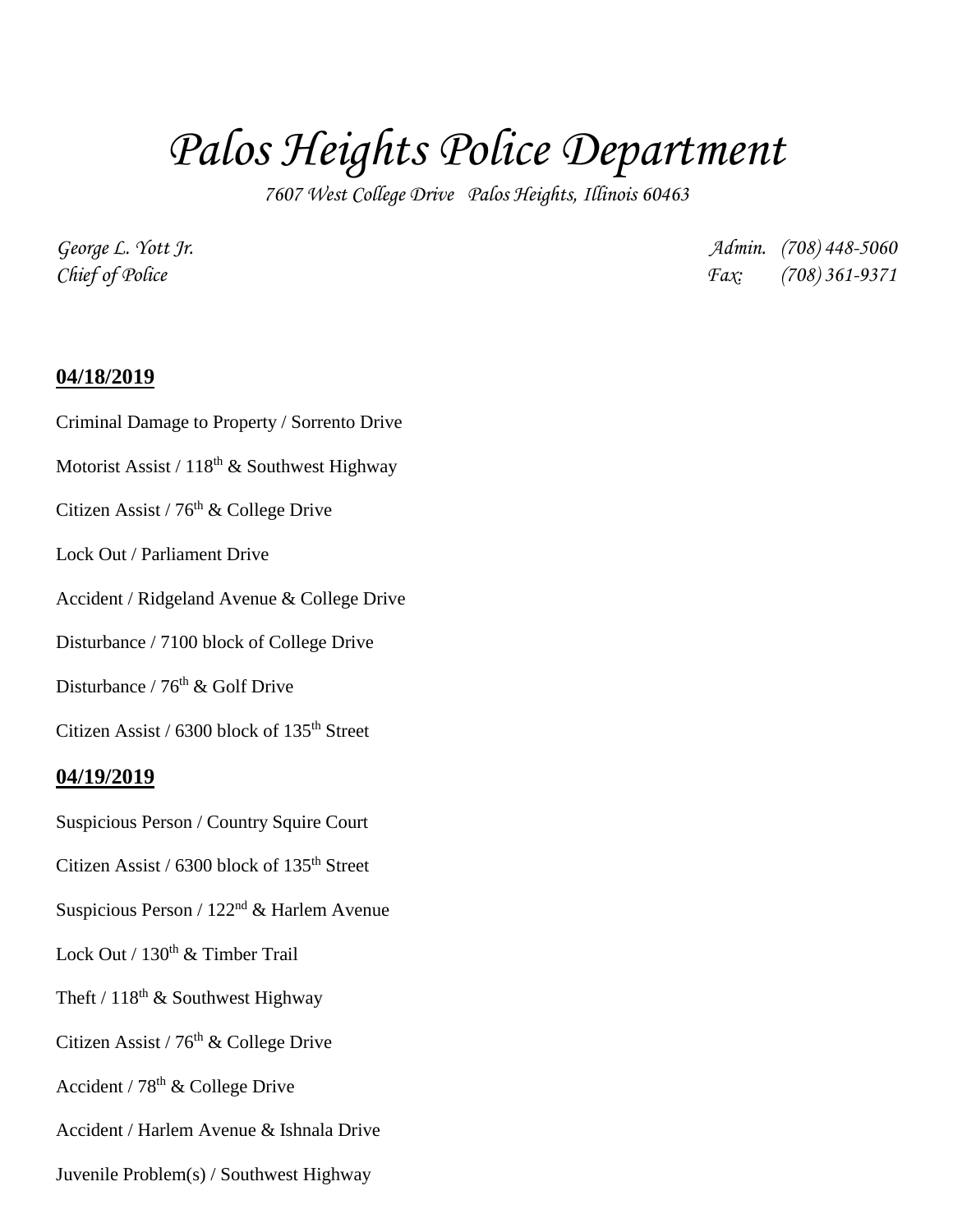# *Palos Heights Police Department*

*7607 West College Drive   Palos Heights, Illinois 60463*

*George L. Yott Jr.*  
*Chief of Police*

*Admin. (708) 448-5060*  
*Fax: (708) 361-9371*

**04/18/2019**

Criminal Damage to Property / Sorrento Drive

Motorist Assist / 118th & Southwest Highway

Citizen Assist / 76th & College Drive

Lock Out / Parliament Drive

Accident / Ridgeland Avenue & College Drive

Disturbance / 7100 block of College Drive

Disturbance / 76th & Golf Drive

Citizen Assist / 6300 block of 135th Street

**04/19/2019**

Suspicious Person / Country Squire Court

Citizen Assist / 6300 block of 135th Street

Suspicious Person / 122nd & Harlem Avenue

Lock Out / 130th & Timber Trail

Theft / 118th & Southwest Highway

Citizen Assist / 76th & College Drive

Accident / 78th & College Drive

Accident / Harlem Avenue & Ishnala Drive

Juvenile Problem(s) / Southwest Highway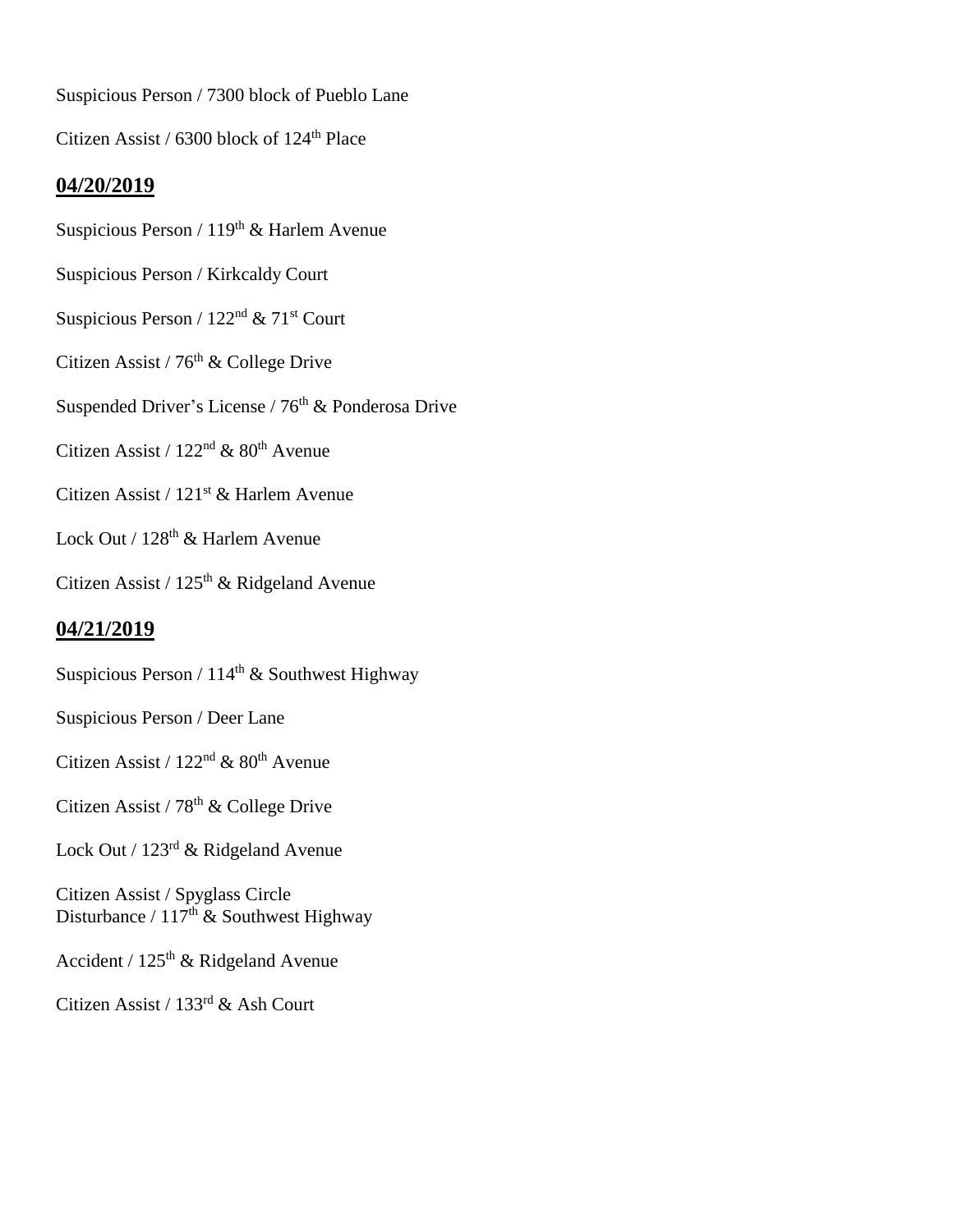Suspicious Person / 7300 block of Pueblo Lane

Citizen Assist / 6300 block of 124th Place

## **04/20/2019**

Suspicious Person / 119th & Harlem Avenue

Suspicious Person / Kirkcaldy Court

Suspicious Person / 122nd & 71st Court

Citizen Assist / 76th & College Drive

Suspended Driver's License / 76th & Ponderosa Drive

Citizen Assist / 122nd & 80th Avenue

Citizen Assist / 121st & Harlem Avenue

Lock Out / 128th & Harlem Avenue

Citizen Assist / 125th & Ridgeland Avenue

## **04/21/2019**

Suspicious Person / 114th & Southwest Highway

Suspicious Person / Deer Lane

Citizen Assist / 122nd & 80th Avenue

Citizen Assist / 78th & College Drive

Lock Out / 123rd & Ridgeland Avenue

Citizen Assist / Spyglass Circle
Disturbance / 117th & Southwest Highway

Accident / 125th & Ridgeland Avenue

Citizen Assist / 133rd & Ash Court